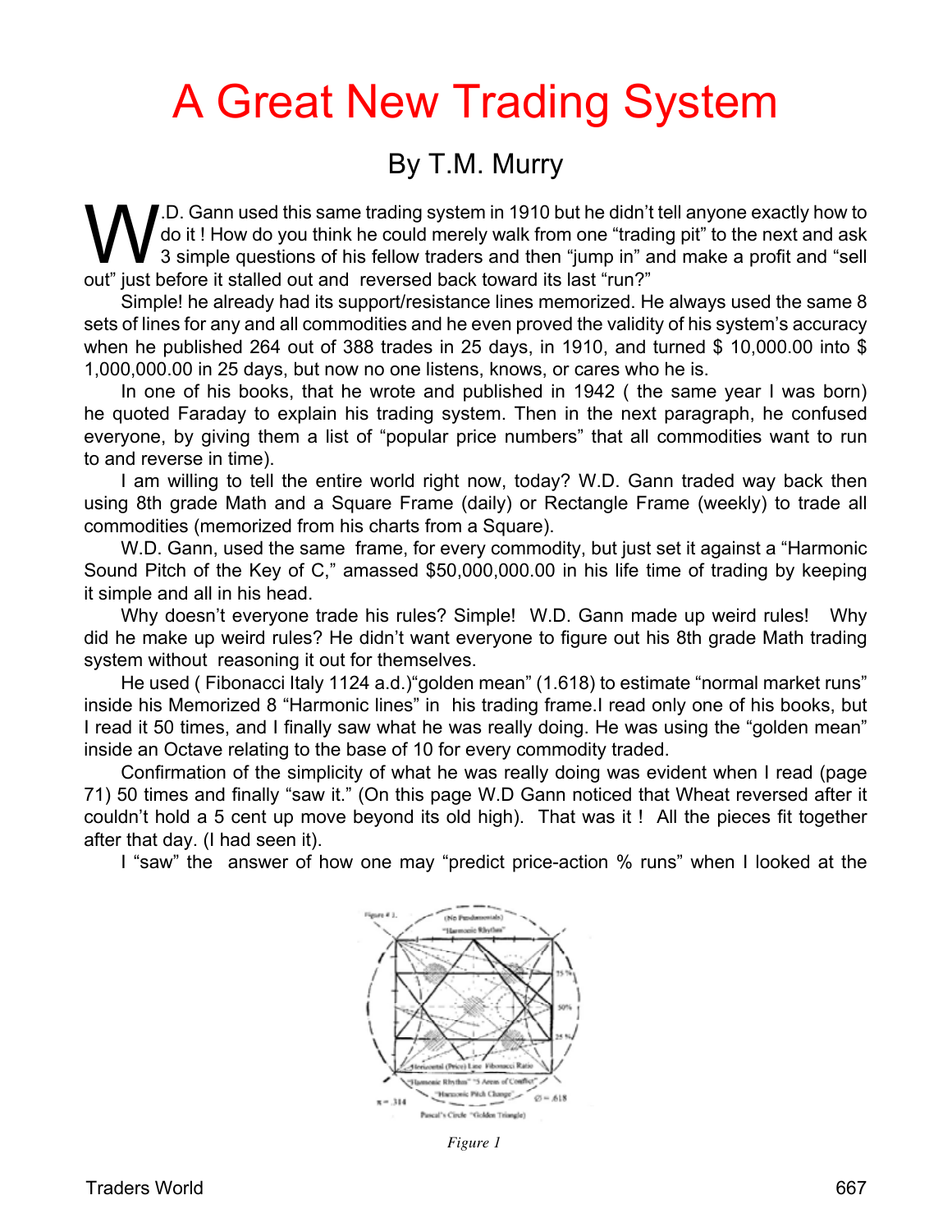# A Great New Trading System

## By T.M. Murry

W.D. Gann used this same trading system in 1910 but he didn't tell anyone exactly how to do it ! How do you think he could merely walk from one "trading pit" to the next and ask 3 simple questions of his fellow traders and then "jump in" and make a profit and "sell out" just before it stalled out and reversed back toward its last "run?"

Simple! he already had its support/resistance lines memorized. He always used the same 8 sets of lines for any and all commodities and he even proved the validity of his system's accuracy when he published 264 out of 388 trades in 25 days, in 1910, and turned $ 10,000.00 into $ 1,000,000.00 in 25 days, but now no one listens, knows, or cares who he is.

In one of his books, that he wrote and published in 1942 ( the same year I was born) he quoted Faraday to explain his trading system. Then in the next paragraph, he confused everyone, by giving them a list of "popular price numbers" that all commodities want to run to and reverse in time).

I am willing to tell the entire world right now, today? W.D. Gann traded way back then using 8th grade Math and a Square Frame (daily) or Rectangle Frame (weekly) to trade all commodities (memorized from his charts from a Square).

W.D. Gann, used the same frame, for every commodity, but just set it against a "Harmonic Sound Pitch of the Key of C," amassed $50,000,000.00 in his life time of trading by keeping it simple and all in his head.

Why doesn't everyone trade his rules? Simple! W.D. Gann made up weird rules! Why did he make up weird rules? He didn't want everyone to figure out his 8th grade Math trading system without reasoning it out for themselves.

He used ( Fibonacci Italy 1124 a.d.)"golden mean" (1.618) to estimate "normal market runs" inside his Memorized 8 "Harmonic lines" in his trading frame.I read only one of his books, but I read it 50 times, and I finally saw what he was really doing. He was using the "golden mean" inside an Octave relating to the base of 10 for every commodity traded.

Confirmation of the simplicity of what he was really doing was evident when I read (page 71) 50 times and finally "saw it." (On this page W.D Gann noticed that Wheat reversed after it couldn't hold a 5 cent up move beyond its old high). That was it ! All the pieces fit together after that day. (I had seen it).

I "saw" the answer of how one may "predict price-action % runs" when I looked at the

*Figure 1*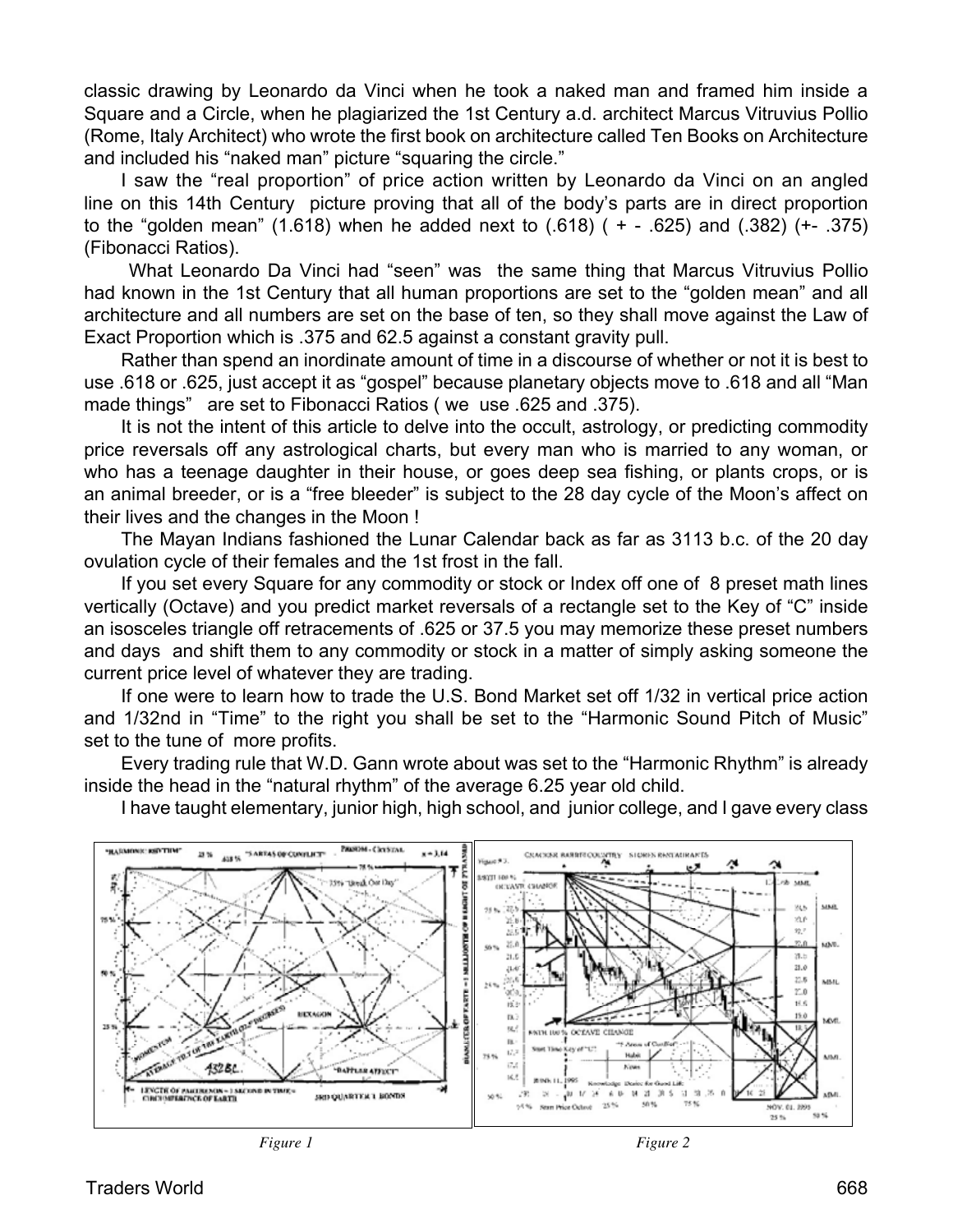classic drawing by Leonardo da Vinci when he took a naked man and framed him inside a Square and a Circle, when he plagiarized the 1st Century a.d. architect Marcus Vitruvius Pollio (Rome, Italy Architect) who wrote the first book on architecture called Ten Books on Architecture and included his "naked man" picture "squaring the circle."

I saw the "real proportion" of price action written by Leonardo da Vinci on an angled line on this 14th Century picture proving that all of the body's parts are in direct proportion to the "golden mean" (1.618) when he added next to (.618) ( + - .625) and (.382) (+- .375) (Fibonacci Ratios).

What Leonardo Da Vinci had "seen" was the same thing that Marcus Vitruvius Pollio had known in the 1st Century that all human proportions are set to the "golden mean" and all architecture and all numbers are set on the base of ten, so they shall move against the Law of Exact Proportion which is .375 and 62.5 against a constant gravity pull.

Rather than spend an inordinate amount of time in a discourse of whether or not it is best to use .618 or .625, just accept it as "gospel" because planetary objects move to .618 and all "Man made things" are set to Fibonacci Ratios ( we use .625 and .375).

It is not the intent of this article to delve into the occult, astrology, or predicting commodity price reversals off any astrological charts, but every man who is married to any woman, or who has a teenage daughter in their house, or goes deep sea fishing, or plants crops, or is an animal breeder, or is a "free bleeder" is subject to the 28 day cycle of the Moon's affect on their lives and the changes in the Moon !

The Mayan Indians fashioned the Lunar Calendar back as far as 3113 b.c. of the 20 day ovulation cycle of their females and the 1st frost in the fall.

If you set every Square for any commodity or stock or Index off one of 8 preset math lines vertically (Octave) and you predict market reversals of a rectangle set to the Key of "C" inside an isosceles triangle off retracements of .625 or 37.5 you may memorize these preset numbers and days and shift them to any commodity or stock in a matter of simply asking someone the current price level of whatever they are trading.

If one were to learn how to trade the U.S. Bond Market set off 1/32 in vertical price action and 1/32nd in "Time" to the right you shall be set to the "Harmonic Sound Pitch of Music" set to the tune of more profits.

Every trading rule that W.D. Gann wrote about was set to the "Harmonic Rhythm" is already inside the head in the "natural rhythm" of the average 6.25 year old child.

I have taught elementary, junior high, high school, and junior college, and I gave every class

*Figure 1*

*Figure 2*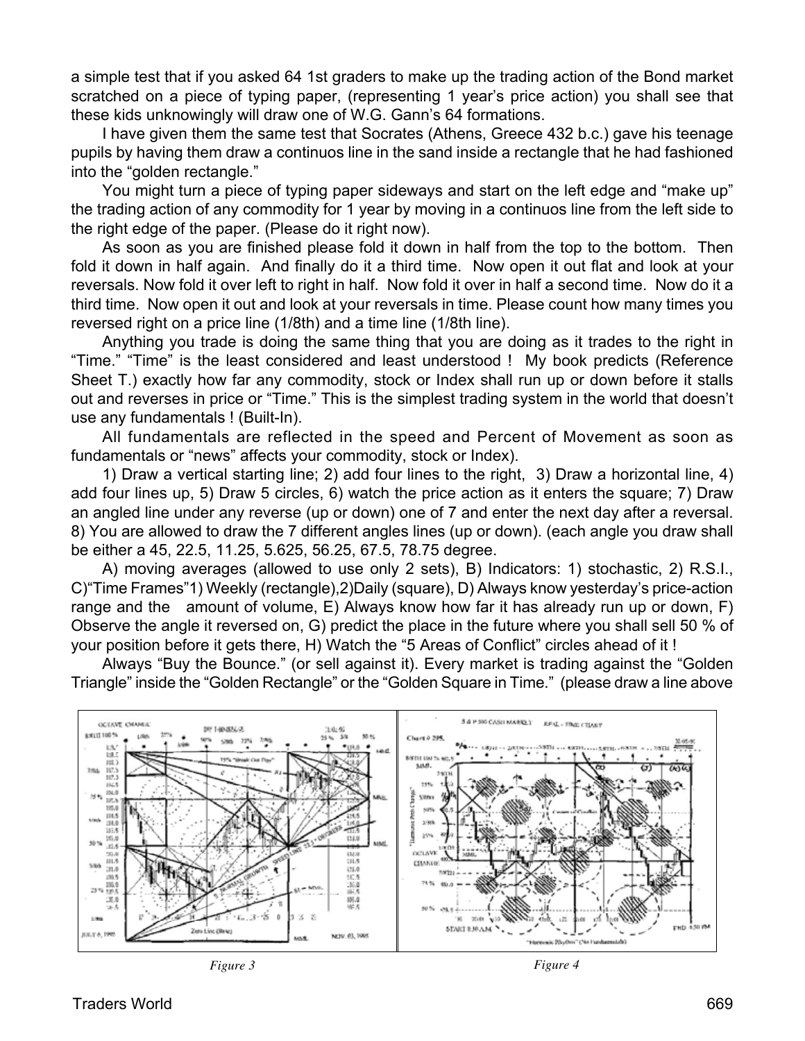a simple test that if you asked 64 1st graders to make up the trading action of the Bond market scratched on a piece of typing paper, (representing 1 year's price action) you shall see that these kids unknowingly will draw one of W.G. Gann's 64 formations.

I have given them the same test that Socrates (Athens, Greece 432 b.c.) gave his teenage pupils by having them draw a continuos line in the sand inside a rectangle that he had fashioned into the "golden rectangle."

You might turn a piece of typing paper sideways and start on the left edge and "make up" the trading action of any commodity for 1 year by moving in a continuos line from the left side to the right edge of the paper. (Please do it right now).

As soon as you are finished please fold it down in half from the top to the bottom. Then fold it down in half again. And finally do it a third time. Now open it out flat and look at your reversals. Now fold it over left to right in half. Now fold it over in half a second time. Now do it a third time. Now open it out and look at your reversals in time. Please count how many times you reversed right on a price line (1/8th) and a time line (1/8th line).

Anything you trade is doing the same thing that you are doing as it trades to the right in "Time." "Time" is the least considered and least understood ! My book predicts (Reference Sheet T.) exactly how far any commodity, stock or Index shall run up or down before it stalls out and reverses in price or "Time." This is the simplest trading system in the world that doesn't use any fundamentals ! (Built-In).

All fundamentals are reflected in the speed and Percent of Movement as soon as fundamentals or "news" affects your commodity, stock or Index).

1) Draw a vertical starting line; 2) add four lines to the right, 3) Draw a horizontal line, 4) add four lines up, 5) Draw 5 circles, 6) watch the price action as it enters the square; 7) Draw an angled line under any reverse (up or down) one of 7 and enter the next day after a reversal. 8) You are allowed to draw the 7 different angles lines (up or down). (each angle you draw shall be either a 45, 22.5, 11.25, 5.625, 56.25, 67.5, 78.75 degree.

A) moving averages (allowed to use only 2 sets), B) Indicators: 1) stochastic, 2) R.S.I., C)"Time Frames"1) Weekly (rectangle),2)Daily (square), D) Always know yesterday's price-action range and the amount of volume, E) Always know how far it has already run up or down, F) Observe the angle it reversed on, G) predict the place in the future where you shall sell 50 % of your position before it gets there, H) Watch the "5 Areas of Conflict" circles ahead of it !

Always "Buy the Bounce." (or sell against it). Every market is trading against the "Golden Triangle" inside the "Golden Rectangle" or the "Golden Square in Time." (please draw a line above

*Figure 3*

*Figure 4*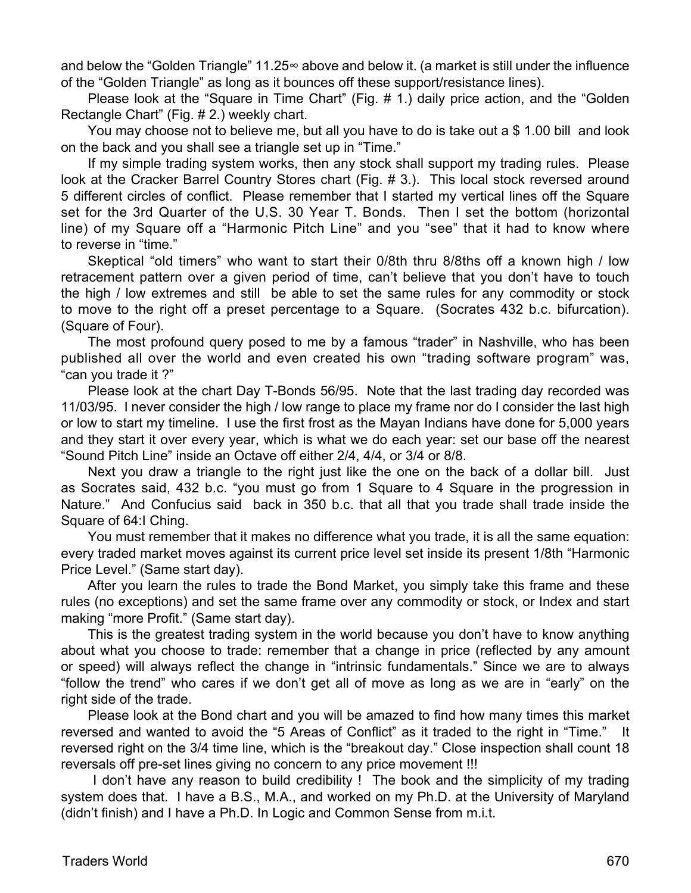and below the "Golden Triangle" 11.25∞ above and below it. (a market is still under the influence of the "Golden Triangle" as long as it bounces off these support/resistance lines).

Please look at the "Square in Time Chart" (Fig. # 1.) daily price action, and the "Golden Rectangle Chart" (Fig. # 2.) weekly chart.

You may choose not to believe me, but all you have to do is take out a $ 1.00 bill and look on the back and you shall see a triangle set up in "Time."

If my simple trading system works, then any stock shall support my trading rules. Please look at the Cracker Barrel Country Stores chart (Fig. # 3.). This local stock reversed around 5 different circles of conflict. Please remember that I started my vertical lines off the Square set for the 3rd Quarter of the U.S. 30 Year T. Bonds. Then I set the bottom (horizontal line) of my Square off a "Harmonic Pitch Line" and you "see" that it had to know where to reverse in "time."

Skeptical "old timers" who want to start their 0/8th thru 8/8ths off a known high / low retracement pattern over a given period of time, can't believe that you don't have to touch the high / low extremes and still be able to set the same rules for any commodity or stock to move to the right off a preset percentage to a Square. (Socrates 432 b.c. bifurcation). (Square of Four).

The most profound query posed to me by a famous "trader" in Nashville, who has been published all over the world and even created his own "trading software program" was, "can you trade it ?"

Please look at the chart Day T-Bonds 56/95. Note that the last trading day recorded was 11/03/95. I never consider the high / low range to place my frame nor do I consider the last high or low to start my timeline. I use the first frost as the Mayan Indians have done for 5,000 years and they start it over every year, which is what we do each year: set our base off the nearest "Sound Pitch Line" inside an Octave off either 2/4, 4/4, or 3/4 or 8/8.

Next you draw a triangle to the right just like the one on the back of a dollar bill. Just as Socrates said, 432 b.c. "you must go from 1 Square to 4 Square in the progression in Nature." And Confucius said back in 350 b.c. that all that you trade shall trade inside the Square of 64:I Ching.

You must remember that it makes no difference what you trade, it is all the same equation: every traded market moves against its current price level set inside its present 1/8th "Harmonic Price Level." (Same start day).

After you learn the rules to trade the Bond Market, you simply take this frame and these rules (no exceptions) and set the same frame over any commodity or stock, or Index and start making "more Profit." (Same start day).

This is the greatest trading system in the world because you don't have to know anything about what you choose to trade: remember that a change in price (reflected by any amount or speed) will always reflect the change in "intrinsic fundamentals." Since we are to always "follow the trend" who cares if we don't get all of move as long as we are in "early" on the right side of the trade.

Please look at the Bond chart and you will be amazed to find how many times this market reversed and wanted to avoid the "5 Areas of Conflict" as it traded to the right in "Time." It reversed right on the 3/4 time line, which is the "breakout day." Close inspection shall count 18 reversals off pre-set lines giving no concern to any price movement !!!

I don't have any reason to build credibility ! The book and the simplicity of my trading system does that. I have a B.S., M.A., and worked on my Ph.D. at the University of Maryland (didn't finish) and I have a Ph.D. In Logic and Common Sense from m.i.t.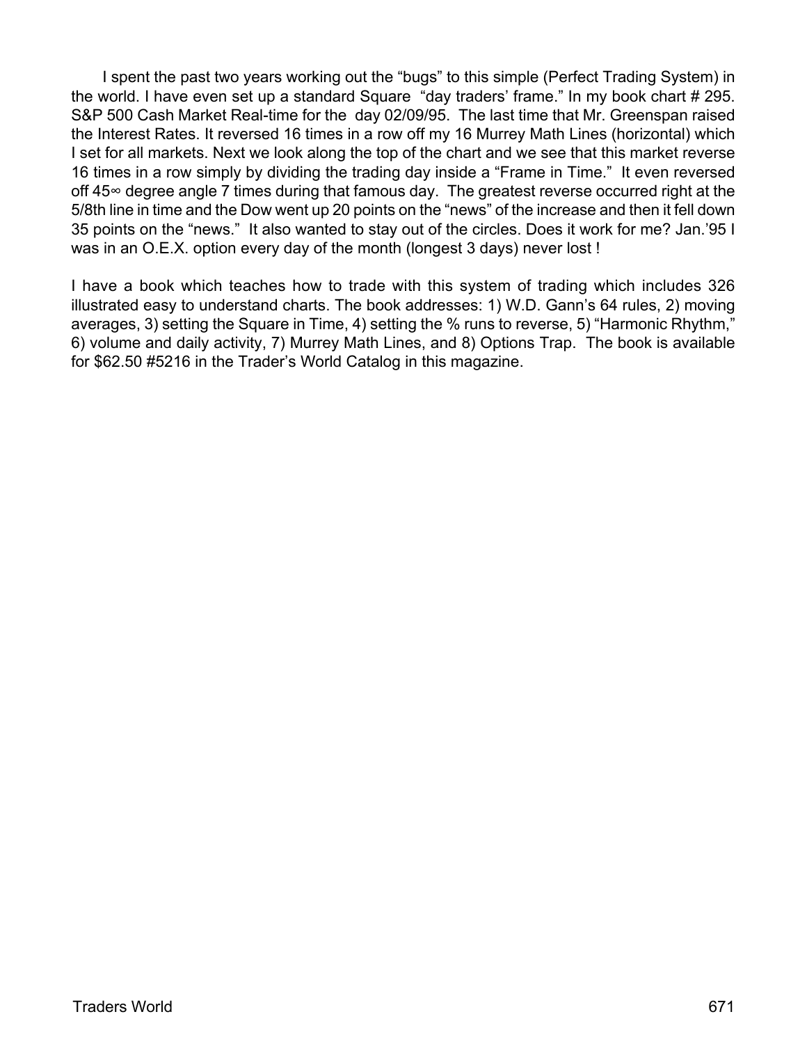I spent the past two years working out the "bugs" to this simple (Perfect Trading System) in the world. I have even set up a standard Square "day traders' frame." In my book chart # 295. S&P 500 Cash Market Real-time for the day 02/09/95. The last time that Mr. Greenspan raised the Interest Rates. It reversed 16 times in a row off my 16 Murrey Math Lines (horizontal) which I set for all markets. Next we look along the top of the chart and we see that this market reverse 16 times in a row simply by dividing the trading day inside a "Frame in Time." It even reversed off 45∞ degree angle 7 times during that famous day. The greatest reverse occurred right at the 5/8th line in time and the Dow went up 20 points on the "news" of the increase and then it fell down 35 points on the "news." It also wanted to stay out of the circles. Does it work for me? Jan.'95 I was in an O.E.X. option every day of the month (longest 3 days) never lost !

I have a book which teaches how to trade with this system of trading which includes 326 illustrated easy to understand charts. The book addresses: 1) W.D. Gann's 64 rules, 2) moving averages, 3) setting the Square in Time, 4) setting the % runs to reverse, 5) "Harmonic Rhythm," 6) volume and daily activity, 7) Murrey Math Lines, and 8) Options Trap. The book is available for $62.50 #5216 in the Trader's World Catalog in this magazine.